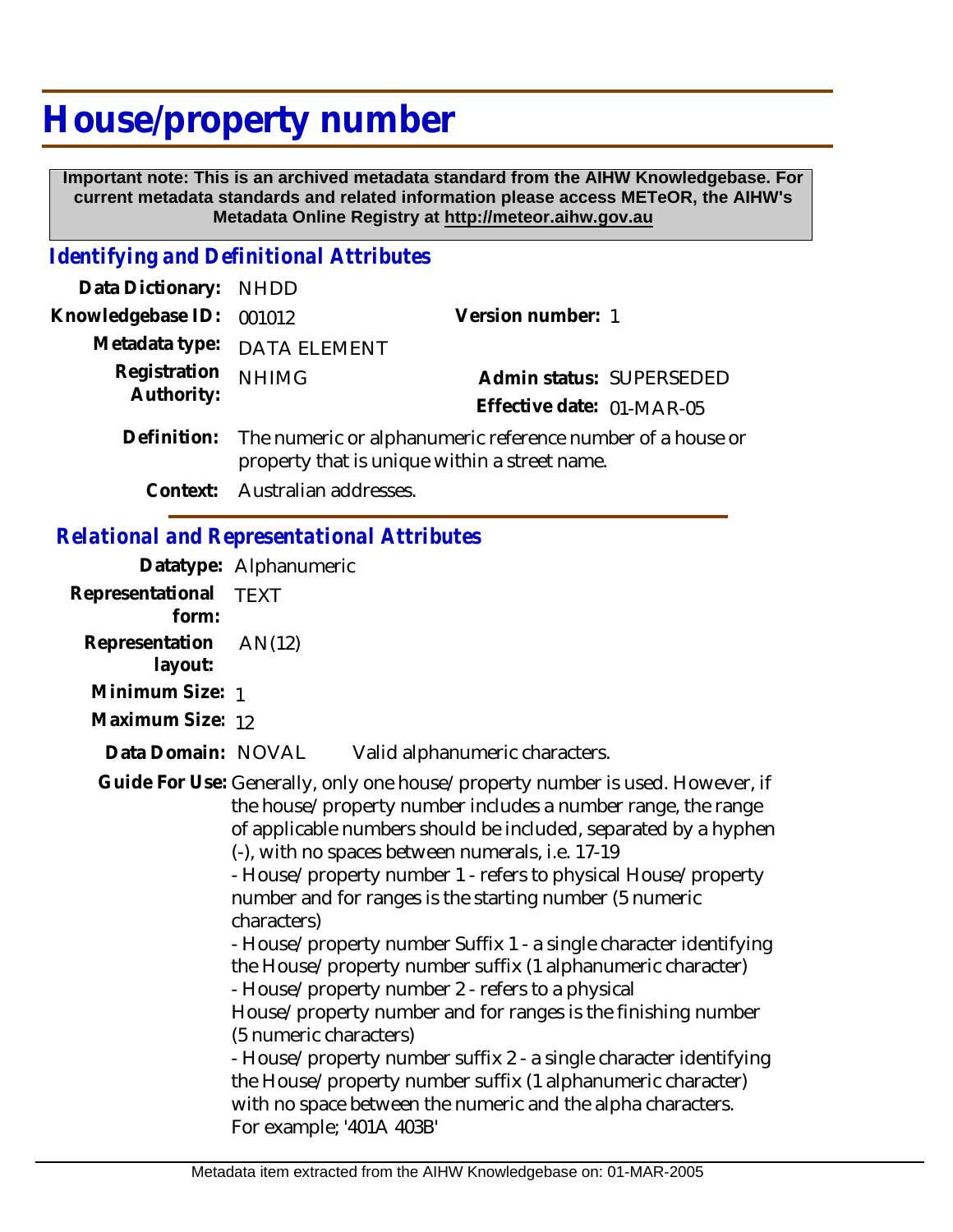# House/property number

**Important note: This is an archived metadata standard from the AIHW Knowledgebase. For current metadata standards and related information please access METeOR, the AIHW's Metadata Online Registry at http://meteor.aihw.gov.au**

## *Identifying and Definitional Attributes*

**Data Dictionary:** NHDD

**Knowledgebase ID:** 001012

**Version number:** 1

**Metadata type:** DATA ELEMENT

**Registration Authority:** NHIMG

**Admin status:** SUPERSEDED

**Effective date:** 01-MAR-05

**Definition:** The numeric or alphanumeric reference number of a house or property that is unique within a street name.

**Context:** Australian addresses.

## *Relational and Representational Attributes*

**Datatype:** Alphanumeric

**Representational form:** TEXT

**Representation layout:** AN(12)

**Minimum Size:** 1

**Maximum Size:** 12

**Data Domain:** NOVAL Valid alphanumeric characters.

**Guide For Use:** Generally, only one house/property number is used. However, if the house/property number includes a number range, the range of applicable numbers should be included, separated by a hyphen (-), with no spaces between numerals, i.e. 17-19

- House/property number 1 - refers to physical House/property number and for ranges is the starting number (5 numeric characters)
- House/property number Suffix 1 - a single character identifying the House/property number suffix (1 alphanumeric character)
- House/property number 2 - refers to a physical House/property number and for ranges is the finishing number (5 numeric characters)
- House/property number suffix 2 - a single character identifying the House/property number suffix (1 alphanumeric character) with no space between the numeric and the alpha characters. For example; '401A 403B'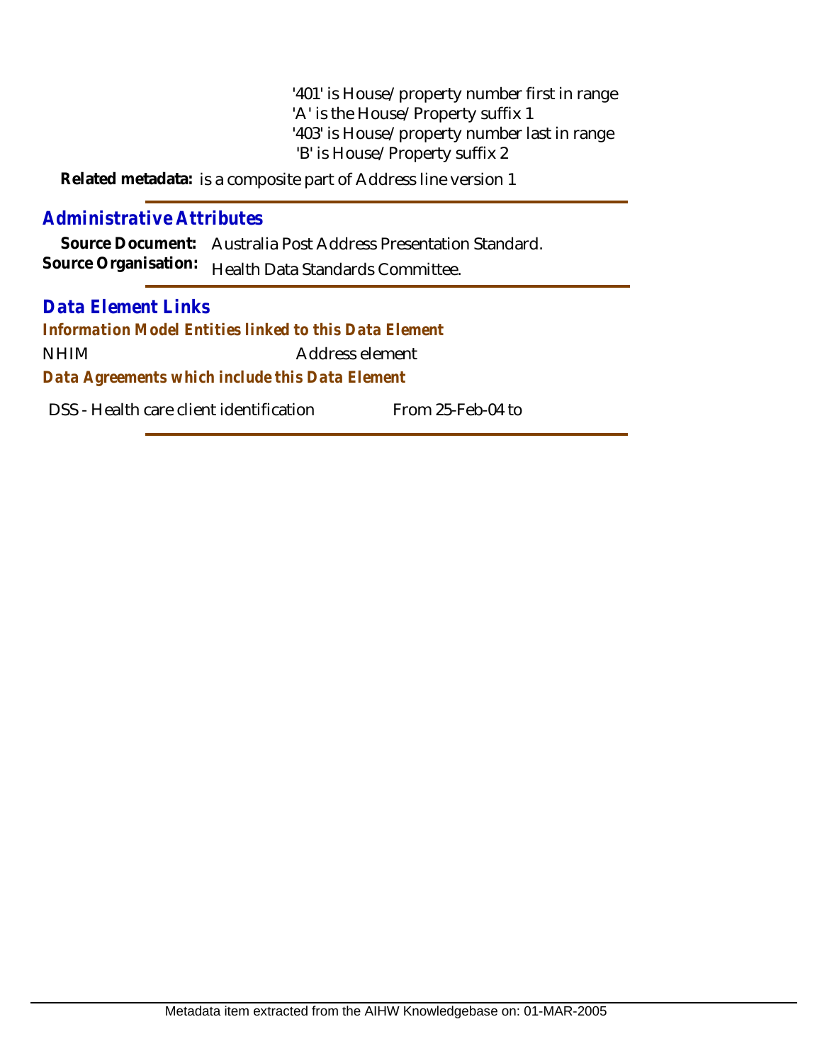'401' is House/property number first in range
'A' is the House/Property suffix 1
'403' is House/property number last in range
'B' is House/Property suffix 2

**Related metadata:** is a composite part of Address line version 1

## Administrative Attributes

**Source Document:** Australia Post Address Presentation Standard.

**Source Organisation:** Health Data Standards Committee.

## Data Element Links

### Information Model Entities linked to this Data Element

NHIM    Address element

### Data Agreements which include this Data Element

DSS - Health care client identification    From 25-Feb-04 to